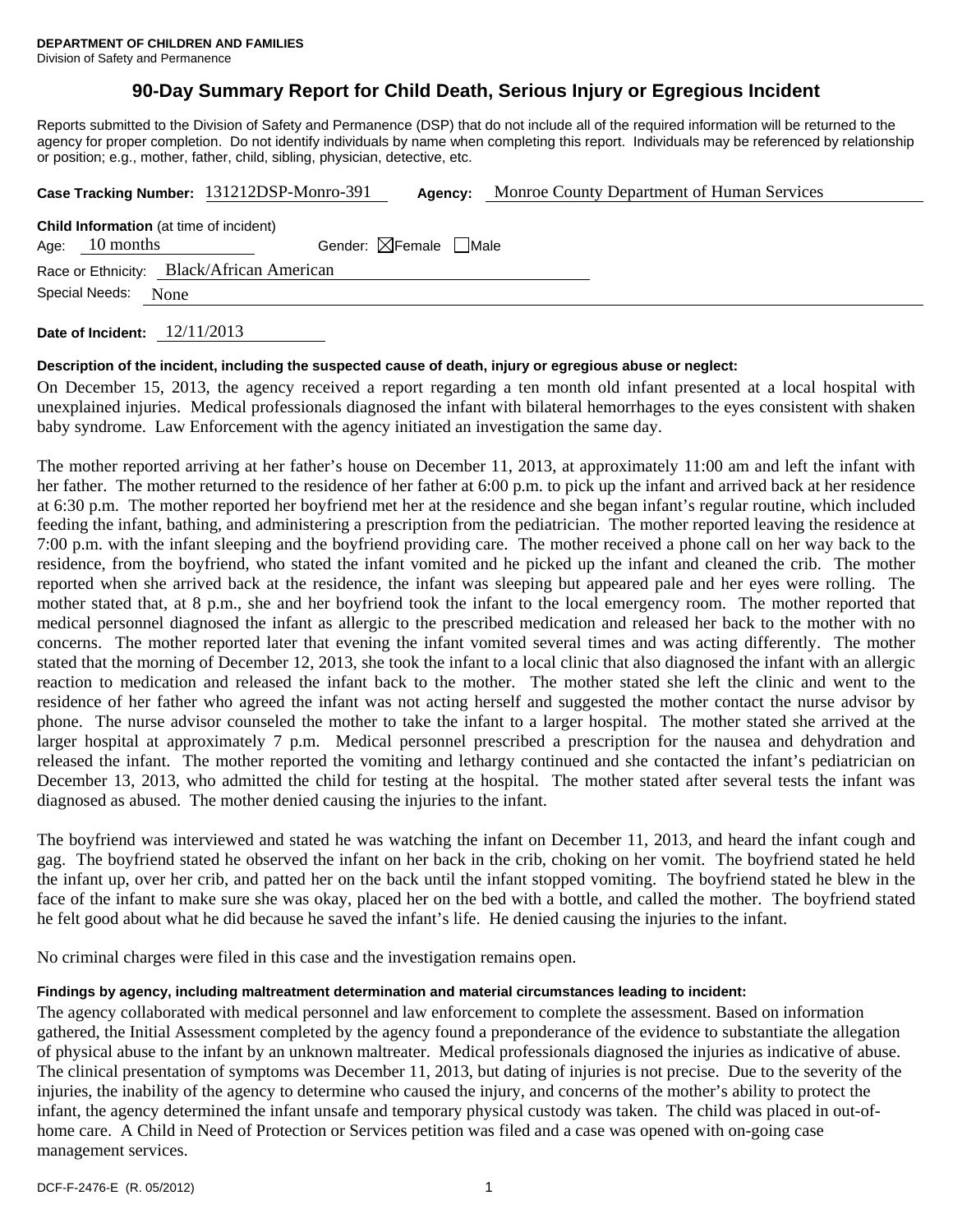**DEPARTMENT OF CHILDREN AND FAMILIES**
Division of Safety and Permanence

# 90-Day Summary Report for Child Death, Serious Injury or Egregious Incident

Reports submitted to the Division of Safety and Permanence (DSP) that do not include all of the required information will be returned to the agency for proper completion. Do not identify individuals by name when completing this report. Individuals may be referenced by relationship or position; e.g., mother, father, child, sibling, physician, detective, etc.

**Case Tracking Number:** 131212DSP-Monro-391 **Agency:** Monroe County Department of Human Services

**Child Information** (at time of incident)
Age: 10 months Gender: ☒Female ☐Male
Race or Ethnicity: Black/African American
Special Needs: None

**Date of Incident:** 12/11/2013

**Description of the incident, including the suspected cause of death, injury or egregious abuse or neglect:**

On December 15, 2013, the agency received a report regarding a ten month old infant presented at a local hospital with unexplained injuries. Medical professionals diagnosed the infant with bilateral hemorrhages to the eyes consistent with shaken baby syndrome. Law Enforcement with the agency initiated an investigation the same day.

The mother reported arriving at her father's house on December 11, 2013, at approximately 11:00 am and left the infant with her father. The mother returned to the residence of her father at 6:00 p.m. to pick up the infant and arrived back at her residence at 6:30 p.m. The mother reported her boyfriend met her at the residence and she began infant's regular routine, which included feeding the infant, bathing, and administering a prescription from the pediatrician. The mother reported leaving the residence at 7:00 p.m. with the infant sleeping and the boyfriend providing care. The mother received a phone call on her way back to the residence, from the boyfriend, who stated the infant vomited and he picked up the infant and cleaned the crib. The mother reported when she arrived back at the residence, the infant was sleeping but appeared pale and her eyes were rolling. The mother stated that, at 8 p.m., she and her boyfriend took the infant to the local emergency room. The mother reported that medical personnel diagnosed the infant as allergic to the prescribed medication and released her back to the mother with no concerns. The mother reported later that evening the infant vomited several times and was acting differently. The mother stated that the morning of December 12, 2013, she took the infant to a local clinic that also diagnosed the infant with an allergic reaction to medication and released the infant back to the mother. The mother stated she left the clinic and went to the residence of her father who agreed the infant was not acting herself and suggested the mother contact the nurse advisor by phone. The nurse advisor counseled the mother to take the infant to a larger hospital. The mother stated she arrived at the larger hospital at approximately 7 p.m. Medical personnel prescribed a prescription for the nausea and dehydration and released the infant. The mother reported the vomiting and lethargy continued and she contacted the infant's pediatrician on December 13, 2013, who admitted the child for testing at the hospital. The mother stated after several tests the infant was diagnosed as abused. The mother denied causing the injuries to the infant.

The boyfriend was interviewed and stated he was watching the infant on December 11, 2013, and heard the infant cough and gag. The boyfriend stated he observed the infant on her back in the crib, choking on her vomit. The boyfriend stated he held the infant up, over her crib, and patted her on the back until the infant stopped vomiting. The boyfriend stated he blew in the face of the infant to make sure she was okay, placed her on the bed with a bottle, and called the mother. The boyfriend stated he felt good about what he did because he saved the infant's life. He denied causing the injuries to the infant.

No criminal charges were filed in this case and the investigation remains open.

**Findings by agency, including maltreatment determination and material circumstances leading to incident:**

The agency collaborated with medical personnel and law enforcement to complete the assessment. Based on information gathered, the Initial Assessment completed by the agency found a preponderance of the evidence to substantiate the allegation of physical abuse to the infant by an unknown maltreater. Medical professionals diagnosed the injuries as indicative of abuse. The clinical presentation of symptoms was December 11, 2013, but dating of injuries is not precise. Due to the severity of the injuries, the inability of the agency to determine who caused the injury, and concerns of the mother's ability to protect the infant, the agency determined the infant unsafe and temporary physical custody was taken. The child was placed in out-of-home care. A Child in Need of Protection or Services petition was filed and a case was opened with on-going case management services.

DCF-F-2476-E (R. 05/2012)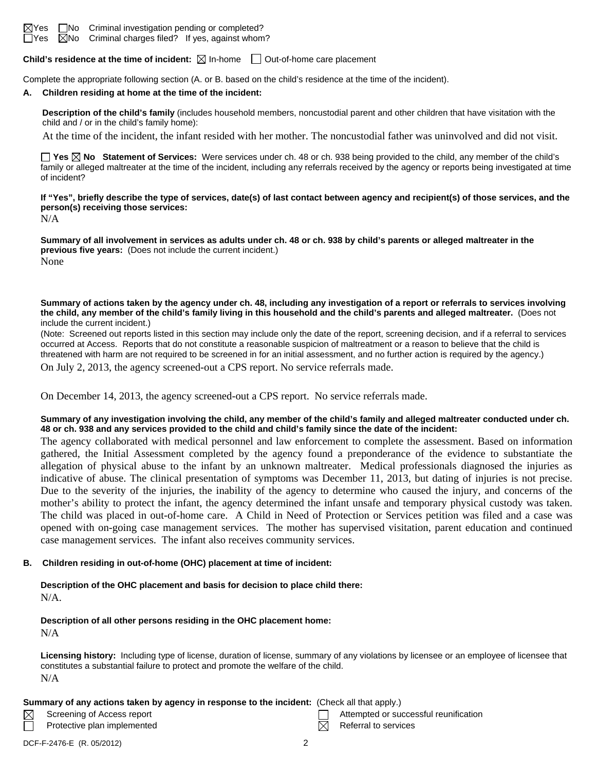☒Yes ☐No Criminal investigation pending or completed?
☐Yes ☒No Criminal charges filed? If yes, against whom?

**Child's residence at the time of incident:** ☒ In-home ☐ Out-of-home care placement

Complete the appropriate following section (A. or B. based on the child's residence at the time of the incident).

**A. Children residing at home at the time of the incident:**

**Description of the child's family** (includes household members, noncustodial parent and other children that have visitation with the child and / or in the child's family home):

At the time of the incident, the infant resided with her mother. The noncustodial father was uninvolved and did not visit.

☐ **Yes** ☒ **No Statement of Services:** Were services under ch. 48 or ch. 938 being provided to the child, any member of the child's family or alleged maltreater at the time of the incident, including any referrals received by the agency or reports being investigated at time of incident?

**If "Yes", briefly describe the type of services, date(s) of last contact between agency and recipient(s) of those services, and the person(s) receiving those services:**

N/A

**Summary of all involvement in services as adults under ch. 48 or ch. 938 by child's parents or alleged maltreater in the previous five years:** (Does not include the current incident.)

None

**Summary of actions taken by the agency under ch. 48, including any investigation of a report or referrals to services involving the child, any member of the child's family living in this household and the child's parents and alleged maltreater.** (Does not include the current incident.)

(Note: Screened out reports listed in this section may include only the date of the report, screening decision, and if a referral to services occurred at Access. Reports that do not constitute a reasonable suspicion of maltreatment or a reason to believe that the child is threatened with harm are not required to be screened in for an initial assessment, and no further action is required by the agency.)

On July 2, 2013, the agency screened-out a CPS report. No service referrals made.

On December 14, 2013, the agency screened-out a CPS report. No service referrals made.

**Summary of any investigation involving the child, any member of the child's family and alleged maltreater conducted under ch. 48 or ch. 938 and any services provided to the child and child's family since the date of the incident:**

The agency collaborated with medical personnel and law enforcement to complete the assessment. Based on information gathered, the Initial Assessment completed by the agency found a preponderance of the evidence to substantiate the allegation of physical abuse to the infant by an unknown maltreater. Medical professionals diagnosed the injuries as indicative of abuse. The clinical presentation of symptoms was December 11, 2013, but dating of injuries is not precise. Due to the severity of the injuries, the inability of the agency to determine who caused the injury, and concerns of the mother's ability to protect the infant, the agency determined the infant unsafe and temporary physical custody was taken. The child was placed in out-of-home care. A Child in Need of Protection or Services petition was filed and a case was opened with on-going case management services. The mother has supervised visitation, parent education and continued case management services. The infant also receives community services.

**B. Children residing in out-of-home (OHC) placement at time of incident:**

**Description of the OHC placement and basis for decision to place child there:**

N/A.

**Description of all other persons residing in the OHC placement home:**

N/A

**Licensing history:** Including type of license, duration of license, summary of any violations by licensee or an employee of licensee that constitutes a substantial failure to protect and promote the welfare of the child.

N/A

**Summary of any actions taken by agency in response to the incident:** (Check all that apply.)

☒ Screening of Access report
☐ Protective plan implemented
☐ Attempted or successful reunification
☒ Referral to services

DCF-F-2476-E (R. 05/2012)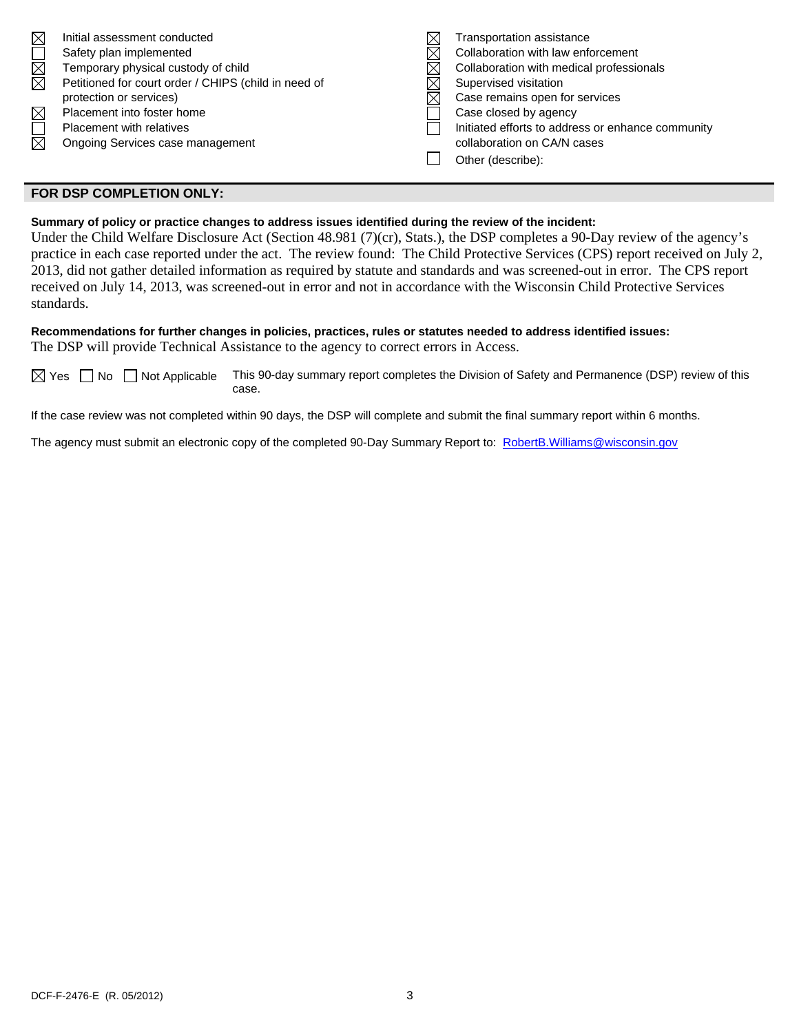- [x] Initial assessment conducted
- [ ] Safety plan implemented
- [x] Temporary physical custody of child
- [x] Petitioned for court order / CHIPS (child in need of protection or services)
- [x] Placement into foster home
- [ ] Placement with relatives
- [x] Ongoing Services case management
- [x] Transportation assistance
- [x] Collaboration with law enforcement
- [x] Collaboration with medical professionals
- [x] Supervised visitation
- [x] Case remains open for services
- [ ] Case closed by agency
- [ ] Initiated efforts to address or enhance community collaboration on CA/N cases
- [ ] Other (describe):

## FOR DSP COMPLETION ONLY:

**Summary of policy or practice changes to address issues identified during the review of the incident:**

Under the Child Welfare Disclosure Act (Section 48.981 (7)(cr), Stats.), the DSP completes a 90-Day review of the agency's practice in each case reported under the act. The review found: The Child Protective Services (CPS) report received on July 2, 2013, did not gather detailed information as required by statute and standards and was screened-out in error. The CPS report received on July 14, 2013, was screened-out in error and not in accordance with the Wisconsin Child Protective Services standards.

**Recommendations for further changes in policies, practices, rules or statutes needed to address identified issues:**

The DSP will provide Technical Assistance to the agency to correct errors in Access.

- [x] Yes
- [ ] No
- [ ] Not Applicable

This 90-day summary report completes the Division of Safety and Permanence (DSP) review of this case.

If the case review was not completed within 90 days, the DSP will complete and submit the final summary report within 6 months.

The agency must submit an electronic copy of the completed 90-Day Summary Report to: RobertB.Williams@wisconsin.gov

DCF-F-2476-E (R. 05/2012)